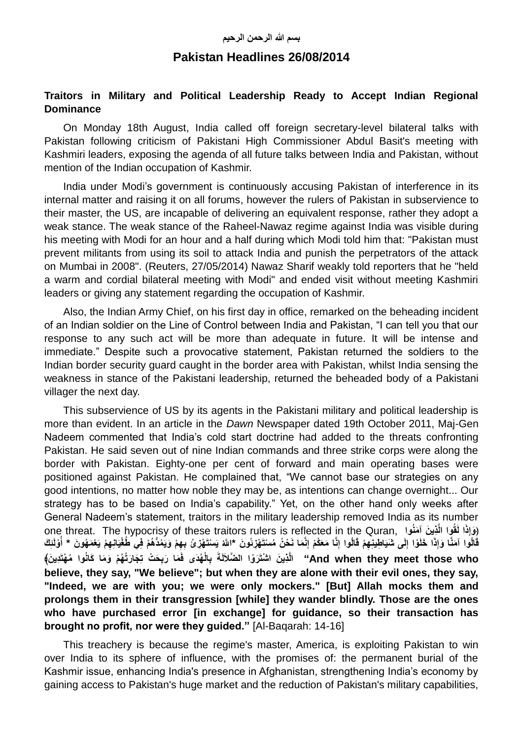بسم الله الرحمن الرحيم

# Pakistan Headlines 26/08/2014

## Traitors in Military and Political Leadership Ready to Accept Indian Regional Dominance

On Monday 18th August, India called off foreign secretary-level bilateral talks with Pakistan following criticism of Pakistani High Commissioner Abdul Basit's meeting with Kashmiri leaders, exposing the agenda of all future talks between India and Pakistan, without mention of the Indian occupation of Kashmir.

India under Modi's government is continuously accusing Pakistan of interference in its internal matter and raising it on all forums, however the rulers of Pakistan in subservience to their master, the US, are incapable of delivering an equivalent response, rather they adopt a weak stance. The weak stance of the Raheel-Nawaz regime against India was visible during his meeting with Modi for an hour and a half during which Modi told him that: "Pakistan must prevent militants from using its soil to attack India and punish the perpetrators of the attack on Mumbai in 2008". (Reuters, 27/05/2014) Nawaz Sharif weakly told reporters that he "held a warm and cordial bilateral meeting with Modi" and ended visit without meeting Kashmiri leaders or giving any statement regarding the occupation of Kashmir.

Also, the Indian Army Chief, on his first day in office, remarked on the beheading incident of an Indian soldier on the Line of Control between India and Pakistan, "I can tell you that our response to any such act will be more than adequate in future. It will be intense and immediate." Despite such a provocative statement, Pakistan returned the soldiers to the Indian border security guard caught in the border area with Pakistan, whilst India sensing the weakness in stance of the Pakistani leadership, returned the beheaded body of a Pakistani villager the next day.

This subservience of US by its agents in the Pakistani military and political leadership is more than evident. In an article in the *Dawn* Newspaper dated 19th October 2011, Maj-Gen Nadeem commented that India's cold start doctrine had added to the threats confronting Pakistan. He said seven out of nine Indian commands and three strike corps were along the border with Pakistan. Eighty-one per cent of forward and main operating bases were positioned against Pakistan. He complained that, "We cannot base our strategies on any good intentions, no matter how noble they may be, as intentions can change overnight... Our strategy has to be based on India's capability." Yet, on the other hand only weeks after General Nadeem's statement, traitors in the military leadership removed India as its number one threat. The hypocrisy of these traitors rulers is reflected in the Quran, ﴿وَإِذَا لَقُوا الَّذِينَ آمَنُوا قَالُوا آمَنَّا وَإِذَا خَلَوْا إِلَى شَيَاطِينِهِمْ قَالُوا إِنَّا مَعَكُمْ إِنَّمَا نَحْنُ مُسْتَهْزِئُونَ *اللَّهُ يَسْتَهْزِئُ بِهِمْ وَيَمُدُّهُمْ فِي طُغْيَانِهِمْ يَعْمَهُونَ * أُوْلَئِكَ الَّذِينَ اشْتَرَوْا الضَّلَالَةَ بِالْهُدَى فَمَا رَبِحَتْ تِجَارَتُهُمْ وَمَا كَانُوا مُهْتَدِينَ﴾ **"And when they meet those who believe, they say, "We believe"; but when they are alone with their evil ones, they say, "Indeed, we are with you; we were only mockers." [But] Allah mocks them and prolongs them in their transgression [while] they wander blindly. Those are the ones who have purchased error [in exchange] for guidance, so their transaction has brought no profit, nor were they guided."** [Al-Baqarah: 14-16]

This treachery is because the regime's master, America, is exploiting Pakistan to win over India to its sphere of influence, with the promises of: the permanent burial of the Kashmir issue, enhancing India's presence in Afghanistan, strengthening India's economy by gaining access to Pakistan's huge market and the reduction of Pakistan's military capabilities,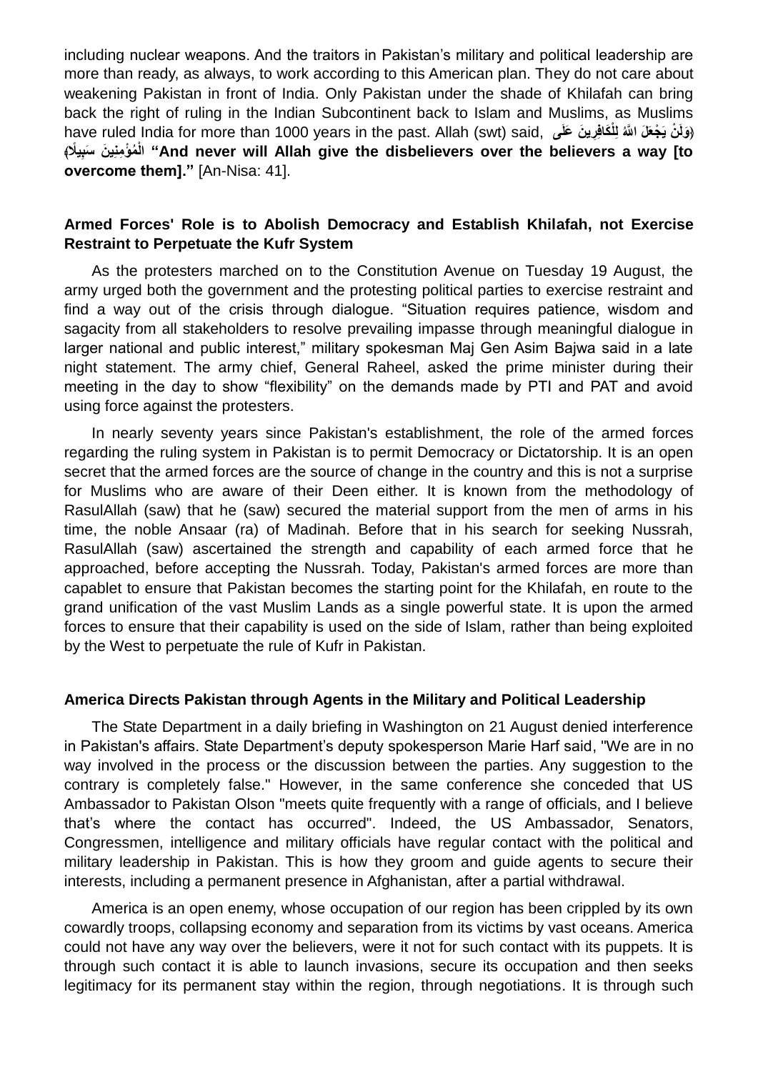including nuclear weapons. And the traitors in Pakistan's military and political leadership are more than ready, as always, to work according to this American plan. They do not care about weakening Pakistan in front of India. Only Pakistan under the shade of Khilafah can bring back the right of ruling in the Indian Subcontinent back to Islam and Muslims, as Muslims have ruled India for more than 1000 years in the past. Allah (swt) said, ﴿وَلَنْ يَجْعَلَ اللَّهُ لِلْكَافِرِينَ عَلَى الْمُؤْمِنِينَ سَبِيلًا﴾ **"And never will Allah give the disbelievers over the believers a way [to overcome them]."** [An-Nisa: 41].

## Armed Forces' Role is to Abolish Democracy and Establish Khilafah, not Exercise Restraint to Perpetuate the Kufr System

As the protesters marched on to the Constitution Avenue on Tuesday 19 August, the army urged both the government and the protesting political parties to exercise restraint and find a way out of the crisis through dialogue. "Situation requires patience, wisdom and sagacity from all stakeholders to resolve prevailing impasse through meaningful dialogue in larger national and public interest," military spokesman Maj Gen Asim Bajwa said in a late night statement. The army chief, General Raheel, asked the prime minister during their meeting in the day to show "flexibility" on the demands made by PTI and PAT and avoid using force against the protesters.

In nearly seventy years since Pakistan's establishment, the role of the armed forces regarding the ruling system in Pakistan is to permit Democracy or Dictatorship. It is an open secret that the armed forces are the source of change in the country and this is not a surprise for Muslims who are aware of their Deen either. It is known from the methodology of RasulAllah (saw) that he (saw) secured the material support from the men of arms in his time, the noble Ansaar (ra) of Madinah. Before that in his search for seeking Nussrah, RasulAllah (saw) ascertained the strength and capability of each armed force that he approached, before accepting the Nussrah. Today, Pakistan's armed forces are more than capablet to ensure that Pakistan becomes the starting point for the Khilafah, en route to the grand unification of the vast Muslim Lands as a single powerful state. It is upon the armed forces to ensure that their capability is used on the side of Islam, rather than being exploited by the West to perpetuate the rule of Kufr in Pakistan.

## America Directs Pakistan through Agents in the Military and Political Leadership

The State Department in a daily briefing in Washington on 21 August denied interference in Pakistan's affairs. State Department's deputy spokesperson Marie Harf said, "We are in no way involved in the process or the discussion between the parties. Any suggestion to the contrary is completely false." However, in the same conference she conceded that US Ambassador to Pakistan Olson "meets quite frequently with a range of officials, and I believe that's where the contact has occurred". Indeed, the US Ambassador, Senators, Congressmen, intelligence and military officials have regular contact with the political and military leadership in Pakistan. This is how they groom and guide agents to secure their interests, including a permanent presence in Afghanistan, after a partial withdrawal.

America is an open enemy, whose occupation of our region has been crippled by its own cowardly troops, collapsing economy and separation from its victims by vast oceans. America could not have any way over the believers, were it not for such contact with its puppets. It is through such contact it is able to launch invasions, secure its occupation and then seeks legitimacy for its permanent stay within the region, through negotiations. It is through such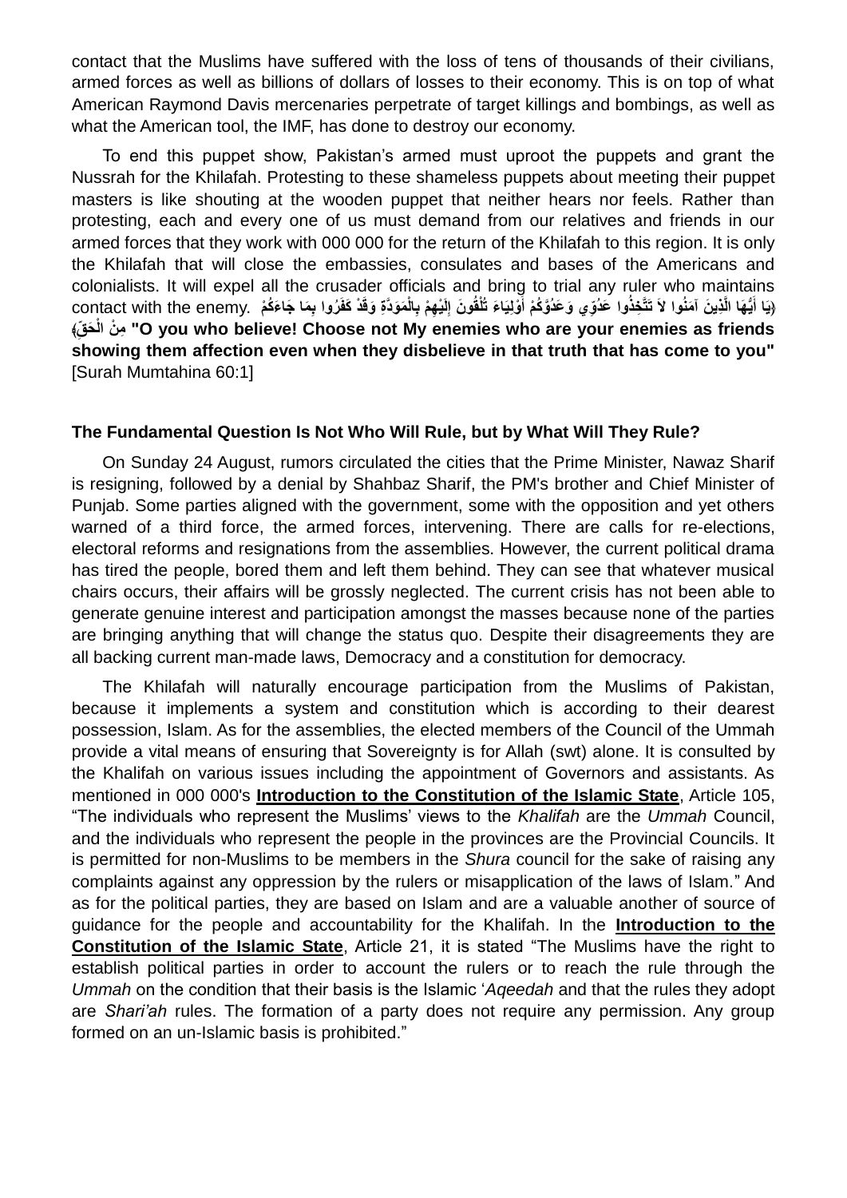contact that the Muslims have suffered with the loss of tens of thousands of their civilians, armed forces as well as billions of dollars of losses to their economy. This is on top of what American Raymond Davis mercenaries perpetrate of target killings and bombings, as well as what the American tool, the IMF, has done to destroy our economy.

To end this puppet show, Pakistan's armed must uproot the puppets and grant the Nussrah for the Khilafah. Protesting to these shameless puppets about meeting their puppet masters is like shouting at the wooden puppet that neither hears nor feels. Rather than protesting, each and every one of us must demand from our relatives and friends in our armed forces that they work with 000 000 for the return of the Khilafah to this region. It is only the Khilafah that will close the embassies, consulates and bases of the Americans and colonialists. It will expel all the crusader officials and bring to trial any ruler who maintains contact with the enemy. ﴿يَا أَيُّهَا الَّذِينَ آمَنُوا لاَ تَتَّخِذُوا عَدُوِّي وَعَدُوَّكُمْ أَوْلِيَاءَ تُلْقُونَ إِلَيْهِمْ بِالْمَوَدَّةِ وَقَدْ كَفَرُوا بِمَا جَاءَكُمْ مِنْ الْحَقِّ﴾ **"O you who believe! Choose not My enemies who are your enemies as friends showing them affection even when they disbelieve in that truth that has come to you"** [Surah Mumtahina 60:1]

## The Fundamental Question Is Not Who Will Rule, but by What Will They Rule?

On Sunday 24 August, rumors circulated the cities that the Prime Minister, Nawaz Sharif is resigning, followed by a denial by Shahbaz Sharif, the PM's brother and Chief Minister of Punjab. Some parties aligned with the government, some with the opposition and yet others warned of a third force, the armed forces, intervening. There are calls for re-elections, electoral reforms and resignations from the assemblies. However, the current political drama has tired the people, bored them and left them behind. They can see that whatever musical chairs occurs, their affairs will be grossly neglected. The current crisis has not been able to generate genuine interest and participation amongst the masses because none of the parties are bringing anything that will change the status quo. Despite their disagreements they are all backing current man-made laws, Democracy and a constitution for democracy.

The Khilafah will naturally encourage participation from the Muslims of Pakistan, because it implements a system and constitution which is according to their dearest possession, Islam. As for the assemblies, the elected members of the Council of the Ummah provide a vital means of ensuring that Sovereignty is for Allah (swt) alone. It is consulted by the Khalifah on various issues including the appointment of Governors and assistants. As mentioned in 000 000's **Introduction to the Constitution of the Islamic State**, Article 105, "The individuals who represent the Muslims' views to the *Khalifah* are the *Ummah* Council, and the individuals who represent the people in the provinces are the Provincial Councils. It is permitted for non-Muslims to be members in the *Shura* council for the sake of raising any complaints against any oppression by the rulers or misapplication of the laws of Islam." And as for the political parties, they are based on Islam and are a valuable another of source of guidance for the people and accountability for the Khalifah. In the **Introduction to the Constitution of the Islamic State**, Article 21, it is stated "The Muslims have the right to establish political parties in order to account the rulers or to reach the rule through the *Ummah* on the condition that their basis is the Islamic '*Aqeedah* and that the rules they adopt are *Shari'ah* rules. The formation of a party does not require any permission. Any group formed on an un-Islamic basis is prohibited."